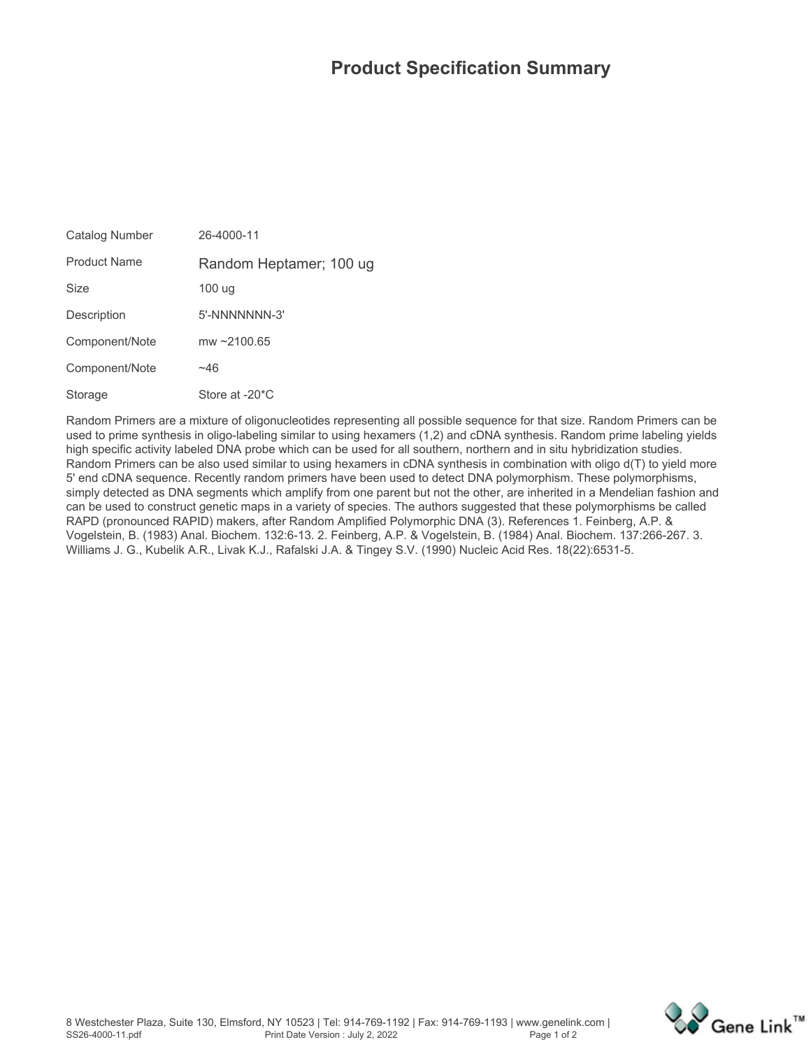# Product Specification Summary

| | |
|---|---|
| Catalog Number | 26-4000-11 |
| Product Name | Random Heptamer; 100 ug |
| Size | 100 ug |
| Description | 5'-NNNNNNN-3' |
| Component/Note | mw ~2100.65 |
| Component/Note | ~46 |
| Storage | Store at -20*C |

Random Primers are a mixture of oligonucleotides representing all possible sequence for that size. Random Primers can be used to prime synthesis in oligo-labeling similar to using hexamers (1,2) and cDNA synthesis. Random prime labeling yields high specific activity labeled DNA probe which can be used for all southern, northern and in situ hybridization studies. Random Primers can be also used similar to using hexamers in cDNA synthesis in combination with oligo d(T) to yield more 5' end cDNA sequence. Recently random primers have been used to detect DNA polymorphism. These polymorphisms, simply detected as DNA segments which amplify from one parent but not the other, are inherited in a Mendelian fashion and can be used to construct genetic maps in a variety of species. The authors suggested that these polymorphisms be called RAPD (pronounced RAPID) makers, after Random Amplified Polymorphic DNA (3). References 1. Feinberg, A.P. & Vogelstein, B. (1983) Anal. Biochem. 132:6-13. 2. Feinberg, A.P. & Vogelstein, B. (1984) Anal. Biochem. 137:266-267. 3. Williams J. G., Kubelik A.R., Livak K.J., Rafalski J.A. & Tingey S.V. (1990) Nucleic Acid Res. 18(22):6531-5.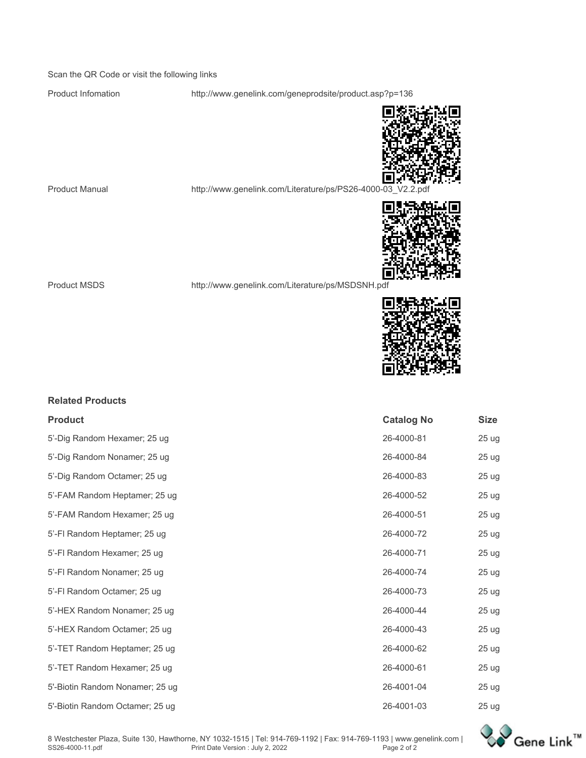Scan the QR Code or visit the following links

| | |
|---|---|
| Product Infomation | http://www.genelink.com/geneprodsite/product.asp?p=136 |
| Product Manual | http://www.genelink.com/Literature/ps/PS26-4000-03_V2.2.pdf |
| Product MSDS | http://www.genelink.com/Literature/ps/MSDSNH.pdf |

## Related Products

| Product | Catalog No | Size |
|---|---|---|
| 5'-Dig Random Hexamer; 25 ug | 26-4000-81 | 25 ug |
| 5'-Dig Random Nonamer; 25 ug | 26-4000-84 | 25 ug |
| 5'-Dig Random Octamer; 25 ug | 26-4000-83 | 25 ug |
| 5'-FAM Random Heptamer; 25 ug | 26-4000-52 | 25 ug |
| 5'-FAM Random Hexamer; 25 ug | 26-4000-51 | 25 ug |
| 5'-Fl Random Heptamer; 25 ug | 26-4000-72 | 25 ug |
| 5'-Fl Random Hexamer; 25 ug | 26-4000-71 | 25 ug |
| 5'-Fl Random Nonamer; 25 ug | 26-4000-74 | 25 ug |
| 5'-Fl Random Octamer; 25 ug | 26-4000-73 | 25 ug |
| 5'-HEX Random Nonamer; 25 ug | 26-4000-44 | 25 ug |
| 5'-HEX Random Octamer; 25 ug | 26-4000-43 | 25 ug |
| 5'-TET Random Heptamer; 25 ug | 26-4000-62 | 25 ug |
| 5'-TET Random Hexamer; 25 ug | 26-4000-61 | 25 ug |
| 5'-Biotin Random Nonamer; 25 ug | 26-4001-04 | 25 ug |
| 5'-Biotin Random Octamer; 25 ug | 26-4001-03 | 25 ug |

8 Westchester Plaza, Suite 130, Hawthorne, NY 1032-1515 | Tel: 914-769-1192 | Fax: 914-769-1193 | www.genelink.com |
SS26-4000-11.pdf Print Date Version : July 2, 2022